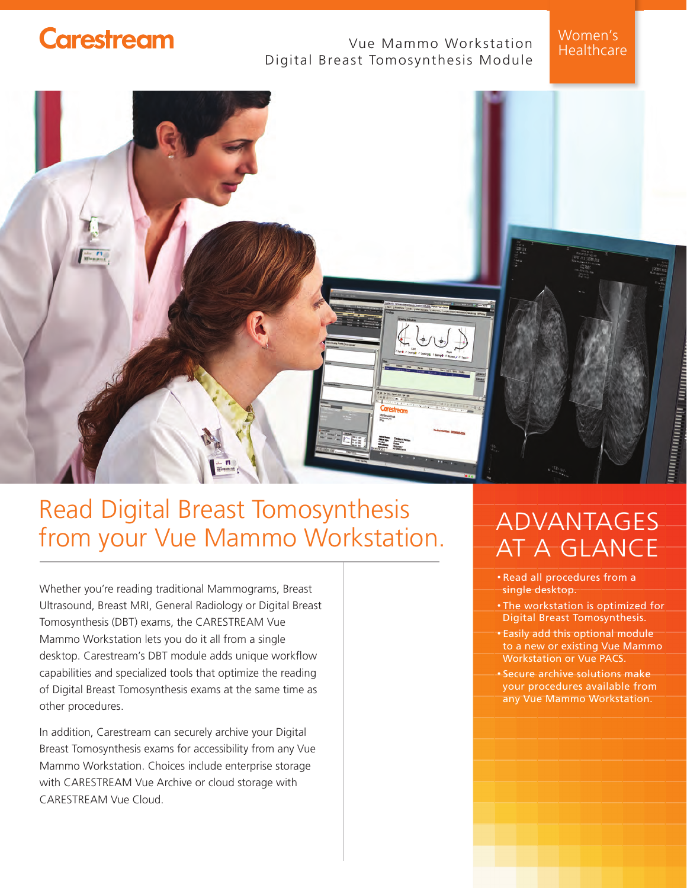Carestream

Vue Mammo Workstation
Digital Breast Tomosynthesis Module

Women's Healthcare

# Read Digital Breast Tomosynthesis from your Vue Mammo Workstation.

Whether you're reading traditional Mammograms, Breast Ultrasound, Breast MRI, General Radiology or Digital Breast Tomosynthesis (DBT) exams, the CARESTREAM Vue Mammo Workstation lets you do it all from a single desktop. Carestream's DBT module adds unique workflow capabilities and specialized tools that optimize the reading of Digital Breast Tomosynthesis exams at the same time as other procedures.

In addition, Carestream can securely archive your Digital Breast Tomosynthesis exams for accessibility from any Vue Mammo Workstation. Choices include enterprise storage with CARESTREAM Vue Archive or cloud storage with CARESTREAM Vue Cloud.

## ADVANTAGES AT A GLANCE

- Read all procedures from a single desktop.
- The workstation is optimized for Digital Breast Tomosynthesis.
- Easily add this optional module to a new or existing Vue Mammo Workstation or Vue PACS.
- Secure archive solutions make your procedures available from any Vue Mammo Workstation.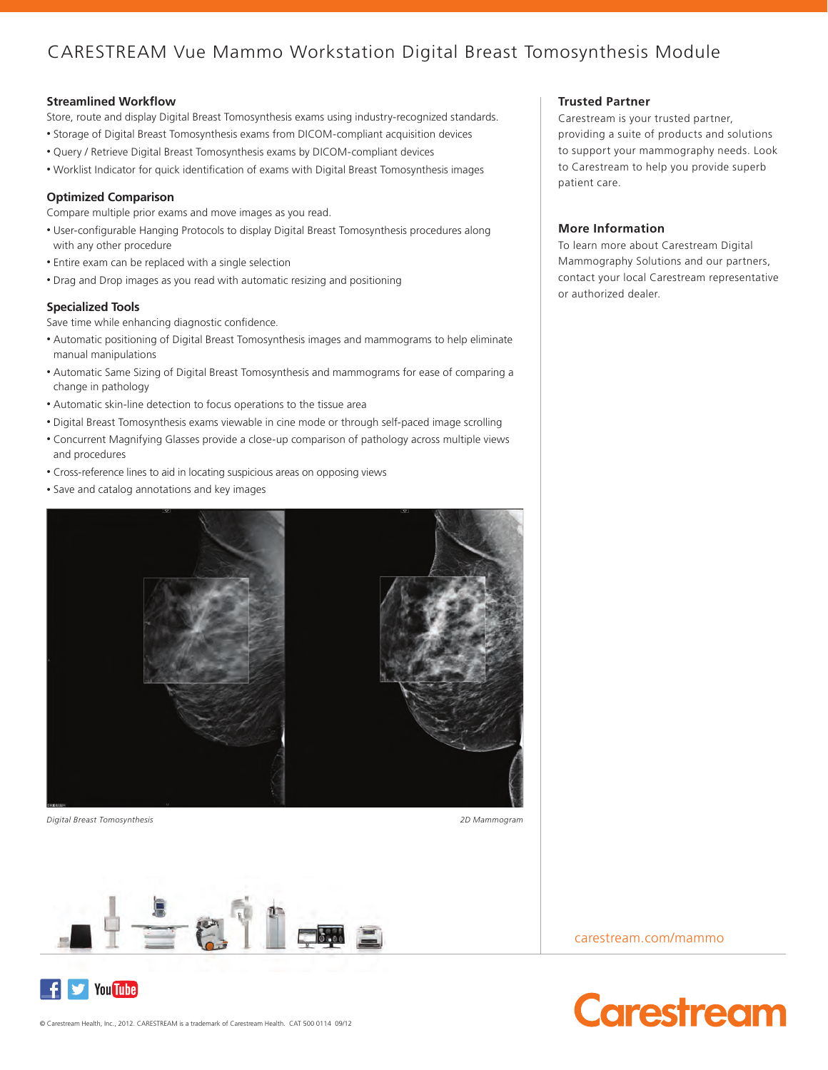# CARESTREAM Vue Mammo Workstation Digital Breast Tomosynthesis Module

## Streamlined Workflow

Store, route and display Digital Breast Tomosynthesis exams using industry-recognized standards.

- Storage of Digital Breast Tomosynthesis exams from DICOM-compliant acquisition devices
- Query / Retrieve Digital Breast Tomosynthesis exams by DICOM-compliant devices
- Worklist Indicator for quick identification of exams with Digital Breast Tomosynthesis images

## Optimized Comparison

Compare multiple prior exams and move images as you read.

- User-configurable Hanging Protocols to display Digital Breast Tomosynthesis procedures along with any other procedure
- Entire exam can be replaced with a single selection
- Drag and Drop images as you read with automatic resizing and positioning

## Specialized Tools

Save time while enhancing diagnostic confidence.

- Automatic positioning of Digital Breast Tomosynthesis images and mammograms to help eliminate manual manipulations
- Automatic Same Sizing of Digital Breast Tomosynthesis and mammograms for ease of comparing a change in pathology
- Automatic skin-line detection to focus operations to the tissue area
- Digital Breast Tomosynthesis exams viewable in cine mode or through self-paced image scrolling
- Concurrent Magnifying Glasses provide a close-up comparison of pathology across multiple views and procedures
- Cross-reference lines to aid in locating suspicious areas on opposing views
- Save and catalog annotations and key images

*Digital Breast Tomosynthesis* *2D Mammogram*

## Trusted Partner

Carestream is your trusted partner, providing a suite of products and solutions to support your mammography needs. Look to Carestream to help you provide superb patient care.

## More Information

To learn more about Carestream Digital Mammography Solutions and our partners, contact your local Carestream representative or authorized dealer.

carestream.com/mammo

Carestream

© Carestream Health, Inc., 2012. CARESTREAM is a trademark of Carestream Health. CAT 500 0114 09/12